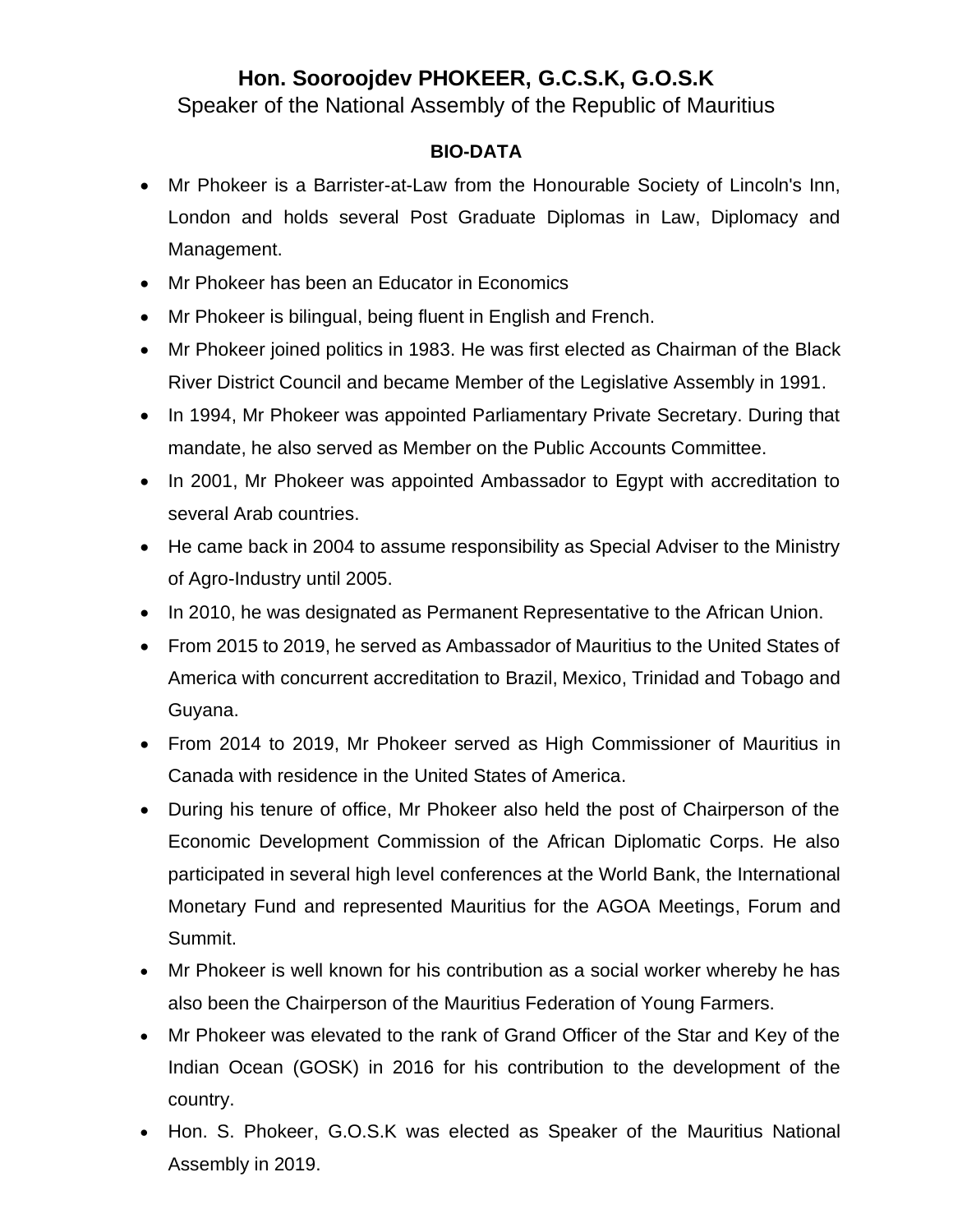# Hon. Sooroojdev PHOKEER, G.C.S.K, G.O.S.K

Speaker of the National Assembly of the Republic of Mauritius

## BIO-DATA

- Mr Phokeer is a Barrister-at-Law from the Honourable Society of Lincoln's Inn, London and holds several Post Graduate Diplomas in Law, Diplomacy and Management.
- Mr Phokeer has been an Educator in Economics
- Mr Phokeer is bilingual, being fluent in English and French.
- Mr Phokeer joined politics in 1983. He was first elected as Chairman of the Black River District Council and became Member of the Legislative Assembly in 1991.
- In 1994, Mr Phokeer was appointed Parliamentary Private Secretary. During that mandate, he also served as Member on the Public Accounts Committee.
- In 2001, Mr Phokeer was appointed Ambassador to Egypt with accreditation to several Arab countries.
- He came back in 2004 to assume responsibility as Special Adviser to the Ministry of Agro-Industry until 2005.
- In 2010, he was designated as Permanent Representative to the African Union.
- From 2015 to 2019, he served as Ambassador of Mauritius to the United States of America with concurrent accreditation to Brazil, Mexico, Trinidad and Tobago and Guyana.
- From 2014 to 2019, Mr Phokeer served as High Commissioner of Mauritius in Canada with residence in the United States of America.
- During his tenure of office, Mr Phokeer also held the post of Chairperson of the Economic Development Commission of the African Diplomatic Corps. He also participated in several high level conferences at the World Bank, the International Monetary Fund and represented Mauritius for the AGOA Meetings, Forum and Summit.
- Mr Phokeer is well known for his contribution as a social worker whereby he has also been the Chairperson of the Mauritius Federation of Young Farmers.
- Mr Phokeer was elevated to the rank of Grand Officer of the Star and Key of the Indian Ocean (GOSK) in 2016 for his contribution to the development of the country.
- Hon. S. Phokeer, G.O.S.K was elected as Speaker of the Mauritius National Assembly in 2019.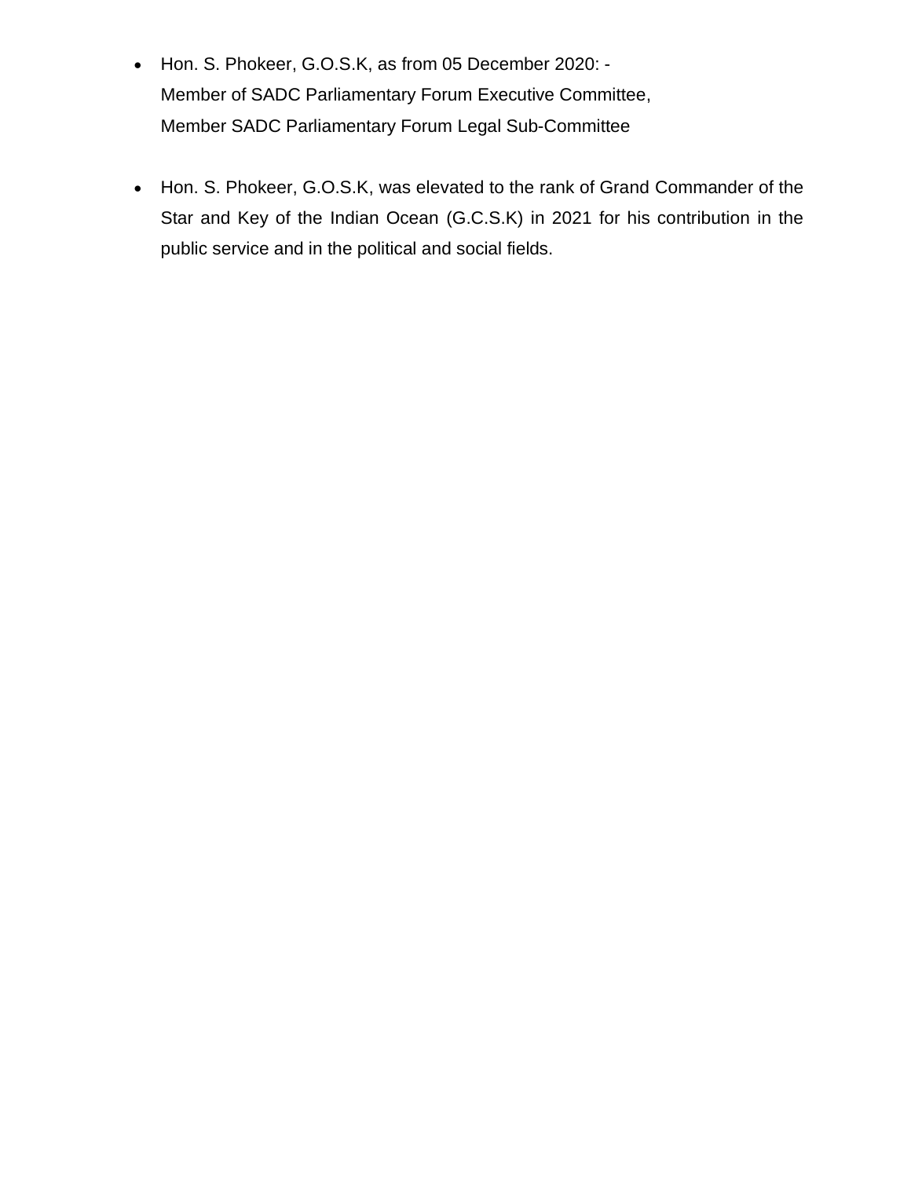- Hon. S. Phokeer, G.O.S.K, as from 05 December 2020: -
  Member of SADC Parliamentary Forum Executive Committee,
  Member SADC Parliamentary Forum Legal Sub-Committee

- Hon. S. Phokeer, G.O.S.K, was elevated to the rank of Grand Commander of the Star and Key of the Indian Ocean (G.C.S.K) in 2021 for his contribution in the public service and in the political and social fields.